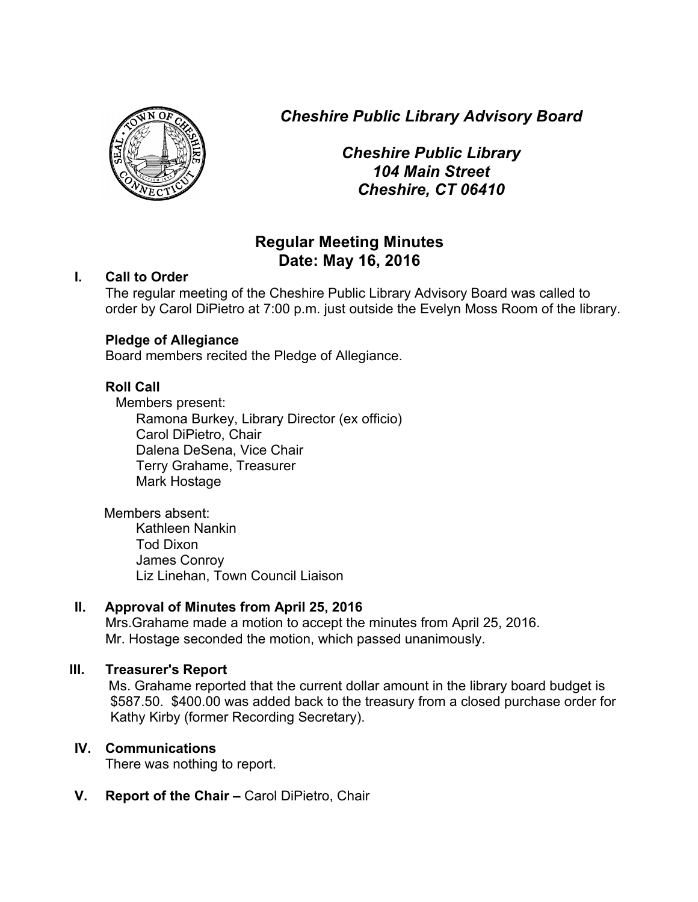# *Cheshire Public Library Advisory Board*

***Cheshire Public Library***
***104 Main Street***
***Cheshire, CT 06410***

## Regular Meeting Minutes
## Date: May 16, 2016

**I. Call to Order**

The regular meeting of the Cheshire Public Library Advisory Board was called to order by Carol DiPietro at 7:00 p.m. just outside the Evelyn Moss Room of the library.

**Pledge of Allegiance**

Board members recited the Pledge of Allegiance.

**Roll Call**

Members present:
- Ramona Burkey, Library Director (ex officio)
- Carol DiPietro, Chair
- Dalena DeSena, Vice Chair
- Terry Grahame, Treasurer
- Mark Hostage

Members absent:
- Kathleen Nankin
- Tod Dixon
- James Conroy
- Liz Linehan, Town Council Liaison

**II. Approval of Minutes from April 25, 2016**

Mrs.Grahame made a motion to accept the minutes from April 25, 2016. Mr. Hostage seconded the motion, which passed unanimously.

**III. Treasurer's Report**

Ms. Grahame reported that the current dollar amount in the library board budget is $587.50. $400.00 was added back to the treasury from a closed purchase order for Kathy Kirby (former Recording Secretary).

**IV. Communications**

There was nothing to report.

**V. Report of the Chair –** Carol DiPietro, Chair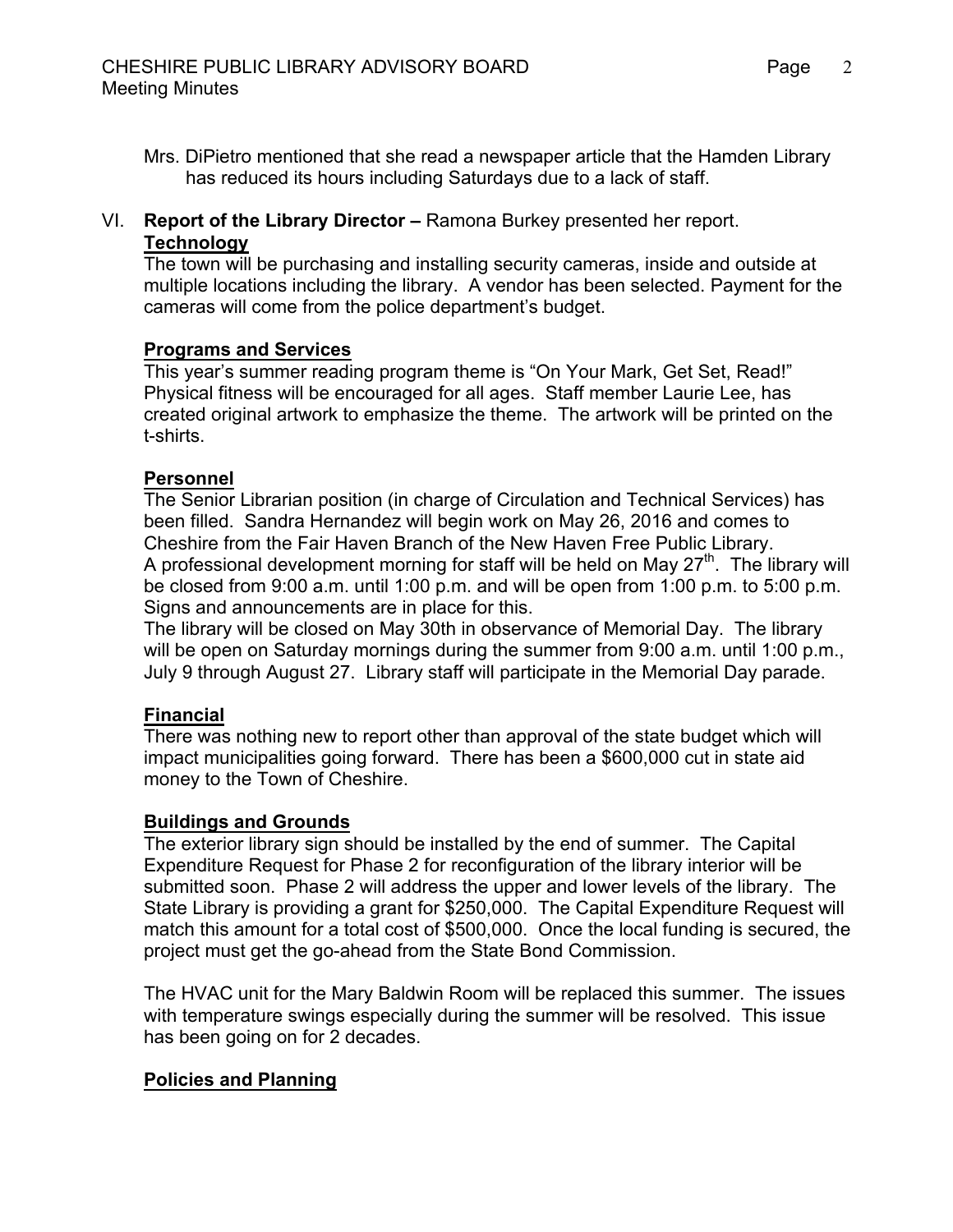Mrs. DiPietro mentioned that she read a newspaper article that the Hamden Library has reduced its hours including Saturdays due to a lack of staff.

VI. **Report of the Library Director –** Ramona Burkey presented her report.

**Technology**

The town will be purchasing and installing security cameras, inside and outside at multiple locations including the library. A vendor has been selected. Payment for the cameras will come from the police department's budget.

**Programs and Services**

This year's summer reading program theme is "On Your Mark, Get Set, Read!" Physical fitness will be encouraged for all ages. Staff member Laurie Lee, has created original artwork to emphasize the theme. The artwork will be printed on the t-shirts.

**Personnel**

The Senior Librarian position (in charge of Circulation and Technical Services) has been filled. Sandra Hernandez will begin work on May 26, 2016 and comes to Cheshire from the Fair Haven Branch of the New Haven Free Public Library.
A professional development morning for staff will be held on May 27th. The library will be closed from 9:00 a.m. until 1:00 p.m. and will be open from 1:00 p.m. to 5:00 p.m. Signs and announcements are in place for this.
The library will be closed on May 30th in observance of Memorial Day. The library will be open on Saturday mornings during the summer from 9:00 a.m. until 1:00 p.m., July 9 through August 27. Library staff will participate in the Memorial Day parade.

**Financial**

There was nothing new to report other than approval of the state budget which will impact municipalities going forward. There has been a $600,000 cut in state aid money to the Town of Cheshire.

**Buildings and Grounds**

The exterior library sign should be installed by the end of summer. The Capital Expenditure Request for Phase 2 for reconfiguration of the library interior will be submitted soon. Phase 2 will address the upper and lower levels of the library. The State Library is providing a grant for $250,000. The Capital Expenditure Request will match this amount for a total cost of $500,000. Once the local funding is secured, the project must get the go-ahead from the State Bond Commission.

The HVAC unit for the Mary Baldwin Room will be replaced this summer. The issues with temperature swings especially during the summer will be resolved. This issue has been going on for 2 decades.

**Policies and Planning**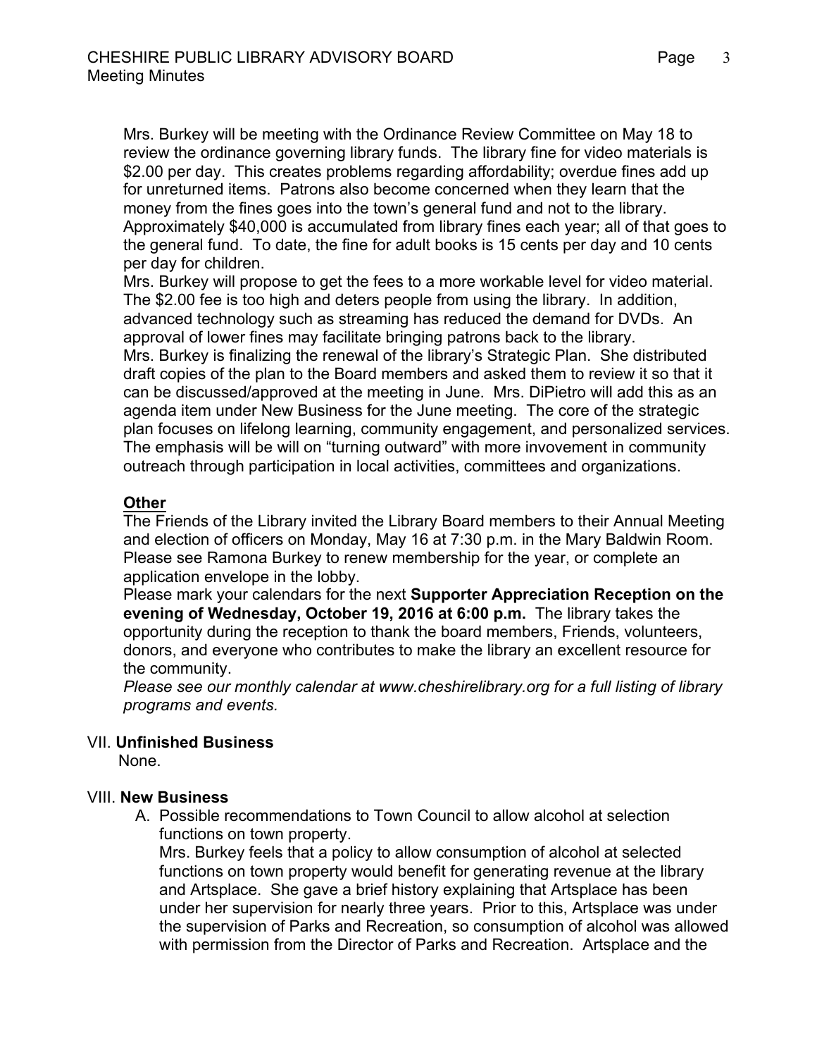Mrs. Burkey will be meeting with the Ordinance Review Committee on May 18 to review the ordinance governing library funds. The library fine for video materials is $2.00 per day. This creates problems regarding affordability; overdue fines add up for unreturned items. Patrons also become concerned when they learn that the money from the fines goes into the town's general fund and not to the library. Approximately $40,000 is accumulated from library fines each year; all of that goes to the general fund. To date, the fine for adult books is 15 cents per day and 10 cents per day for children.
Mrs. Burkey will propose to get the fees to a more workable level for video material. The $2.00 fee is too high and deters people from using the library. In addition, advanced technology such as streaming has reduced the demand for DVDs. An approval of lower fines may facilitate bringing patrons back to the library.
Mrs. Burkey is finalizing the renewal of the library's Strategic Plan. She distributed draft copies of the plan to the Board members and asked them to review it so that it can be discussed/approved at the meeting in June. Mrs. DiPietro will add this as an agenda item under New Business for the June meeting. The core of the strategic plan focuses on lifelong learning, community engagement, and personalized services. The emphasis will be will on "turning outward" with more invovement in community outreach through participation in local activities, committees and organizations.

**Other**

The Friends of the Library invited the Library Board members to their Annual Meeting and election of officers on Monday, May 16 at 7:30 p.m. in the Mary Baldwin Room. Please see Ramona Burkey to renew membership for the year, or complete an application envelope in the lobby.
Please mark your calendars for the next **Supporter Appreciation Reception on the evening of Wednesday, October 19, 2016 at 6:00 p.m.** The library takes the opportunity during the reception to thank the board members, Friends, volunteers, donors, and everyone who contributes to make the library an excellent resource for the community.
*Please see our monthly calendar at www.cheshirelibrary.org for a full listing of library programs and events.*

VII. **Unfinished Business**

None.

VIII. **New Business**

A. Possible recommendations to Town Council to allow alcohol at selection functions on town property.
Mrs. Burkey feels that a policy to allow consumption of alcohol at selected functions on town property would benefit for generating revenue at the library and Artsplace. She gave a brief history explaining that Artsplace has been under her supervision for nearly three years. Prior to this, Artsplace was under the supervision of Parks and Recreation, so consumption of alcohol was allowed with permission from the Director of Parks and Recreation. Artsplace and the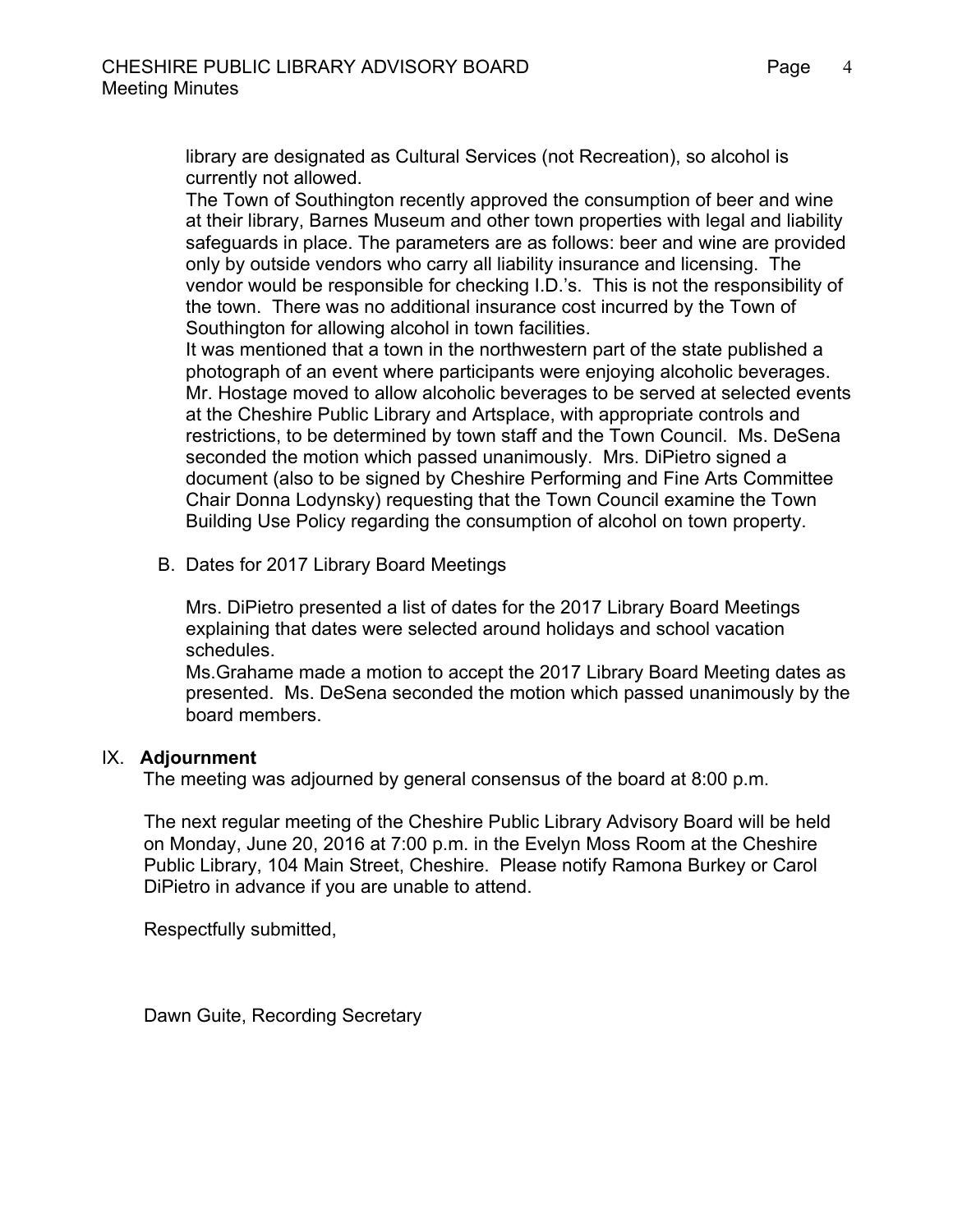library are designated as Cultural Services (not Recreation), so alcohol is currently not allowed.

The Town of Southington recently approved the consumption of beer and wine at their library, Barnes Museum and other town properties with legal and liability safeguards in place. The parameters are as follows: beer and wine are provided only by outside vendors who carry all liability insurance and licensing. The vendor would be responsible for checking I.D.'s. This is not the responsibility of the town. There was no additional insurance cost incurred by the Town of Southington for allowing alcohol in town facilities.

It was mentioned that a town in the northwestern part of the state published a photograph of an event where participants were enjoying alcoholic beverages. Mr. Hostage moved to allow alcoholic beverages to be served at selected events at the Cheshire Public Library and Artsplace, with appropriate controls and restrictions, to be determined by town staff and the Town Council. Ms. DeSena seconded the motion which passed unanimously. Mrs. DiPietro signed a document (also to be signed by Cheshire Performing and Fine Arts Committee Chair Donna Lodynsky) requesting that the Town Council examine the Town Building Use Policy regarding the consumption of alcohol on town property.

B. Dates for 2017 Library Board Meetings

Mrs. DiPietro presented a list of dates for the 2017 Library Board Meetings explaining that dates were selected around holidays and school vacation schedules.

Ms.Grahame made a motion to accept the 2017 Library Board Meeting dates as presented. Ms. DeSena seconded the motion which passed unanimously by the board members.

## IX. **Adjournment**

The meeting was adjourned by general consensus of the board at 8:00 p.m.

The next regular meeting of the Cheshire Public Library Advisory Board will be held on Monday, June 20, 2016 at 7:00 p.m. in the Evelyn Moss Room at the Cheshire Public Library, 104 Main Street, Cheshire. Please notify Ramona Burkey or Carol DiPietro in advance if you are unable to attend.

Respectfully submitted,

Dawn Guite, Recording Secretary